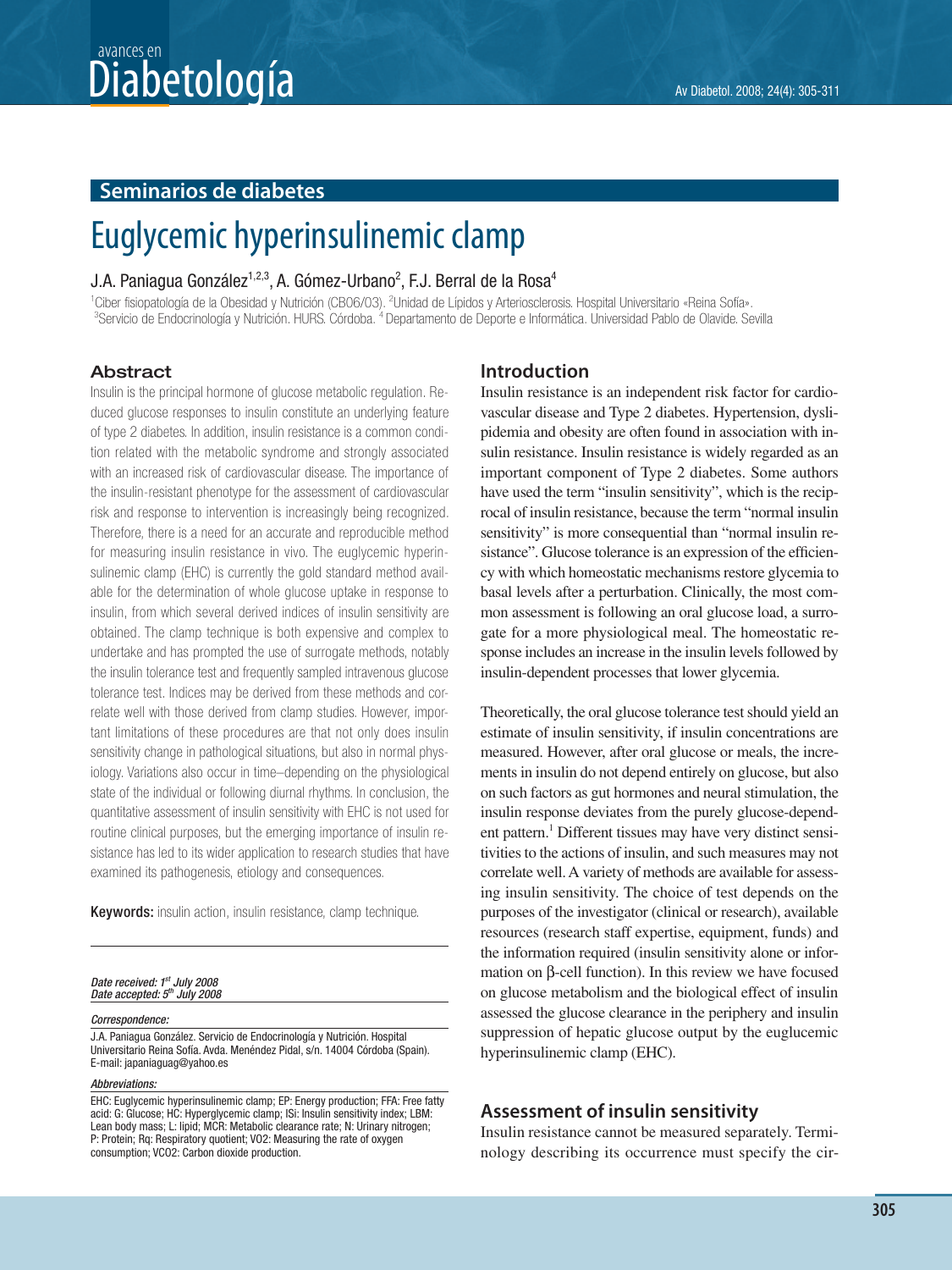## Seminarios de diabetes

# Euglycemic hyperinsulinemic clamp

J.A. Paniagua González[1,2,3], A. Gómez-Urbano[2], F.J. Berral de la Rosa[4]

[1]Ciber fisiopatología de la Obesidad y Nutrición (CB06/03). [2]Unidad de Lípidos y Arteriosclerosis. Hospital Universitario «Reina Sofía». [3]Servicio de Endocrinología y Nutrición. HURS. Córdoba. [4]Departamento de Deporte e Informática. Universidad Pablo de Olavide. Sevilla

### Abstract

Insulin is the principal hormone of glucose metabolic regulation. Reduced glucose responses to insulin constitute an underlying feature of type 2 diabetes. In addition, insulin resistance is a common condition related with the metabolic syndrome and strongly associated with an increased risk of cardiovascular disease. The importance of the insulin-resistant phenotype for the assessment of cardiovascular risk and response to intervention is increasingly being recognized. Therefore, there is a need for an accurate and reproducible method for measuring insulin resistance in vivo. The euglycemic hyperinsulinemic clamp (EHC) is currently the gold standard method available for the determination of whole glucose uptake in response to insulin, from which several derived indices of insulin sensitivity are obtained. The clamp technique is both expensive and complex to undertake and has prompted the use of surrogate methods, notably the insulin tolerance test and frequently sampled intravenous glucose tolerance test. Indices may be derived from these methods and correlate well with those derived from clamp studies. However, important limitations of these procedures are that not only does insulin sensitivity change in pathological situations, but also in normal physiology. Variations also occur in time–depending on the physiological state of the individual or following diurnal rhythms. In conclusion, the quantitative assessment of insulin sensitivity with EHC is not used for routine clinical purposes, but the emerging importance of insulin resistance has led to its wider application to research studies that have examined its pathogenesis, etiology and consequences.

**Keywords:** insulin action, insulin resistance, clamp technique.

*Date received: 1[st] July 2008*
*Date accepted: 5[th] July 2008*

*Correspondence:*

J.A. Paniagua González. Servicio de Endocrinología y Nutrición. Hospital Universitario Reina Sofía. Avda. Menéndez Pidal, s/n. 14004 Córdoba (Spain). E-mail: japaniaguag@yahoo.es

*Abbreviations:*

EHC: Euglycemic hyperinsulinemic clamp; EP: Energy production; FFA: Free fatty acid: G: Glucose; HC: Hyperglycemic clamp; ISi: Insulin sensitivity index; LBM: Lean body mass; L: lipid; MCR: Metabolic clearance rate; N: Urinary nitrogen; P: Protein; Rq: Respiratory quotient; VO2: Measuring the rate of oxygen consumption; VCO2: Carbon dioxide production.

## Introduction

Insulin resistance is an independent risk factor for cardiovascular disease and Type 2 diabetes. Hypertension, dyslipidemia and obesity are often found in association with insulin resistance. Insulin resistance is widely regarded as an important component of Type 2 diabetes. Some authors have used the term "insulin sensitivity", which is the reciprocal of insulin resistance, because the term "normal insulin sensitivity" is more consequential than "normal insulin resistance". Glucose tolerance is an expression of the efficiency with which homeostatic mechanisms restore glycemia to basal levels after a perturbation. Clinically, the most common assessment is following an oral glucose load, a surrogate for a more physiological meal. The homeostatic response includes an increase in the insulin levels followed by insulin-dependent processes that lower glycemia.

Theoretically, the oral glucose tolerance test should yield an estimate of insulin sensitivity, if insulin concentrations are measured. However, after oral glucose or meals, the increments in insulin do not depend entirely on glucose, but also on such factors as gut hormones and neural stimulation, the insulin response deviates from the purely glucose-dependent pattern.[1] Different tissues may have very distinct sensitivities to the actions of insulin, and such measures may not correlate well. A variety of methods are available for assessing insulin sensitivity. The choice of test depends on the purposes of the investigator (clinical or research), available resources (research staff expertise, equipment, funds) and the information required (insulin sensitivity alone or information on β-cell function). In this review we have focused on glucose metabolism and the biological effect of insulin assessed the glucose clearance in the periphery and insulin suppression of hepatic glucose output by the euglucemic hyperinsulinemic clamp (EHC).

## Assessment of insulin sensitivity

Insulin resistance cannot be measured separately. Terminology describing its occurrence must specify the cir-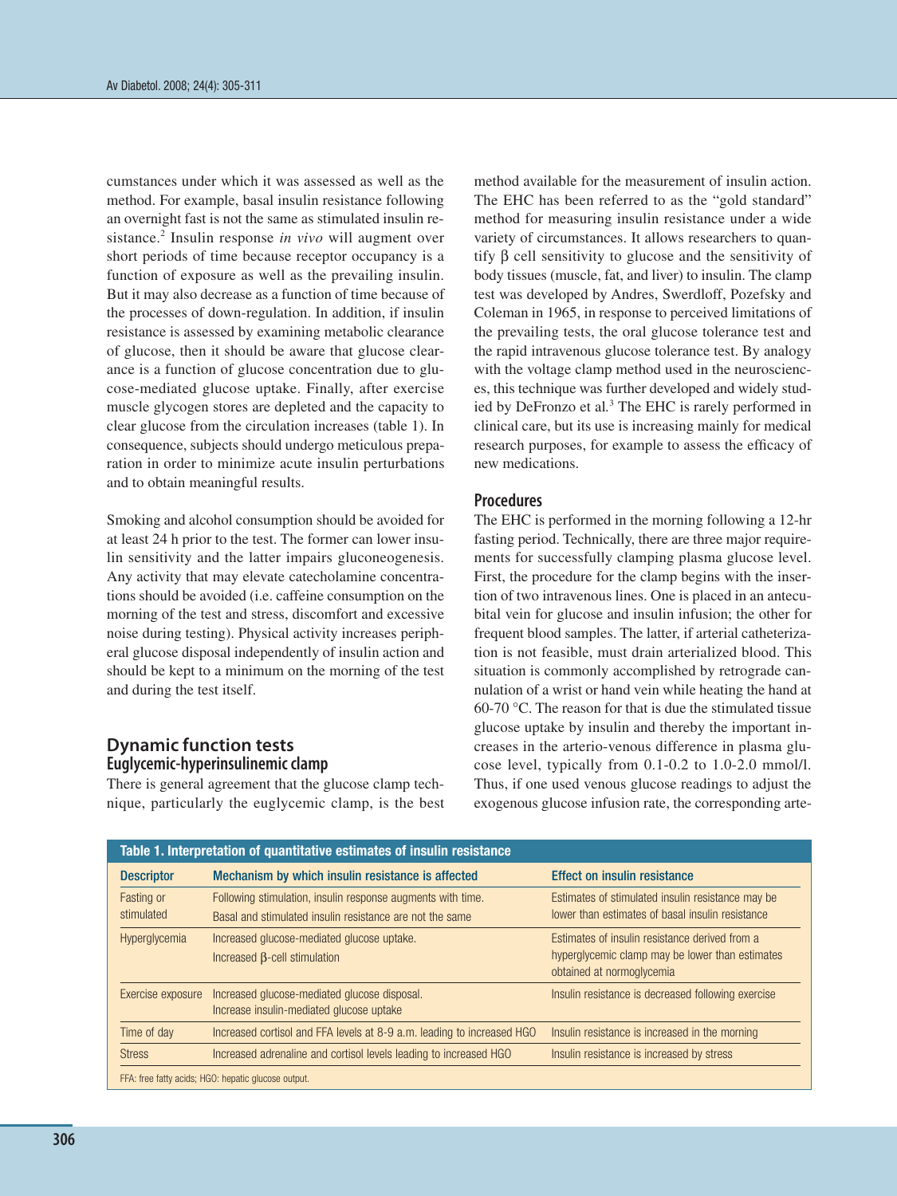cumstances under which it was assessed as well as the method. For example, basal insulin resistance following an overnight fast is not the same as stimulated insulin resistance.[2] Insulin response *in vivo* will augment over short periods of time because receptor occupancy is a function of exposure as well as the prevailing insulin. But it may also decrease as a function of time because of the processes of down-regulation. In addition, if insulin resistance is assessed by examining metabolic clearance of glucose, then it should be aware that glucose clearance is a function of glucose concentration due to glucose-mediated glucose uptake. Finally, after exercise muscle glycogen stores are depleted and the capacity to clear glucose from the circulation increases (table 1). In consequence, subjects should undergo meticulous preparation in order to minimize acute insulin perturbations and to obtain meaningful results.

Smoking and alcohol consumption should be avoided for at least 24 h prior to the test. The former can lower insulin sensitivity and the latter impairs gluconeogenesis. Any activity that may elevate catecholamine concentrations should be avoided (i.e. caffeine consumption on the morning of the test and stress, discomfort and excessive noise during testing). Physical activity increases peripheral glucose disposal independently of insulin action and should be kept to a minimum on the morning of the test and during the test itself.

## Dynamic function tests

### Euglycemic-hyperinsulinemic clamp

There is general agreement that the glucose clamp technique, particularly the euglycemic clamp, is the best method available for the measurement of insulin action. The EHC has been referred to as the "gold standard" method for measuring insulin resistance under a wide variety of circumstances. It allows researchers to quantify β cell sensitivity to glucose and the sensitivity of body tissues (muscle, fat, and liver) to insulin. The clamp test was developed by Andres, Swerdloff, Pozefsky and Coleman in 1965, in response to perceived limitations of the prevailing tests, the oral glucose tolerance test and the rapid intravenous glucose tolerance test. By analogy with the voltage clamp method used in the neurosciences, this technique was further developed and widely studied by DeFronzo et al.[3] The EHC is rarely performed in clinical care, but its use is increasing mainly for medical research purposes, for example to assess the efficacy of new medications.

### Procedures

The EHC is performed in the morning following a 12-hr fasting period. Technically, there are three major requirements for successfully clamping plasma glucose level. First, the procedure for the clamp begins with the insertion of two intravenous lines. One is placed in an antecubital vein for glucose and insulin infusion; the other for frequent blood samples. The latter, if arterial catheterization is not feasible, must drain arterialized blood. This situation is commonly accomplished by retrograde cannulation of a wrist or hand vein while heating the hand at 60-70 °C. The reason for that is due the stimulated tissue glucose uptake by insulin and thereby the important increases in the arterio-venous difference in plasma glucose level, typically from 0.1-0.2 to 1.0-2.0 mmol/l. Thus, if one used venous glucose readings to adjust the exogenous glucose infusion rate, the corresponding arte-

**Table 1. Interpretation of quantitative estimates of insulin resistance**

| Descriptor | Mechanism by which insulin resistance is affected | Effect on insulin resistance |
|---|---|---|
| Fasting or stimulated | Following stimulation, insulin response augments with time. Basal and stimulated insulin resistance are not the same | Estimates of stimulated insulin resistance may be lower than estimates of basal insulin resistance |
| Hyperglycemia | Increased glucose-mediated glucose uptake. Increased β-cell stimulation | Estimates of insulin resistance derived from a hyperglycemic clamp may be lower than estimates obtained at normoglycemia |
| Exercise exposure | Increased glucose-mediated glucose disposal. Increase insulin-mediated glucose uptake | Insulin resistance is decreased following exercise |
| Time of day | Increased cortisol and FFA levels at 8-9 a.m. leading to increased HGO | Insulin resistance is increased in the morning |
| Stress | Increased adrenaline and cortisol levels leading to increased HGO | Insulin resistance is increased by stress |

FFA: free fatty acids; HGO: hepatic glucose output.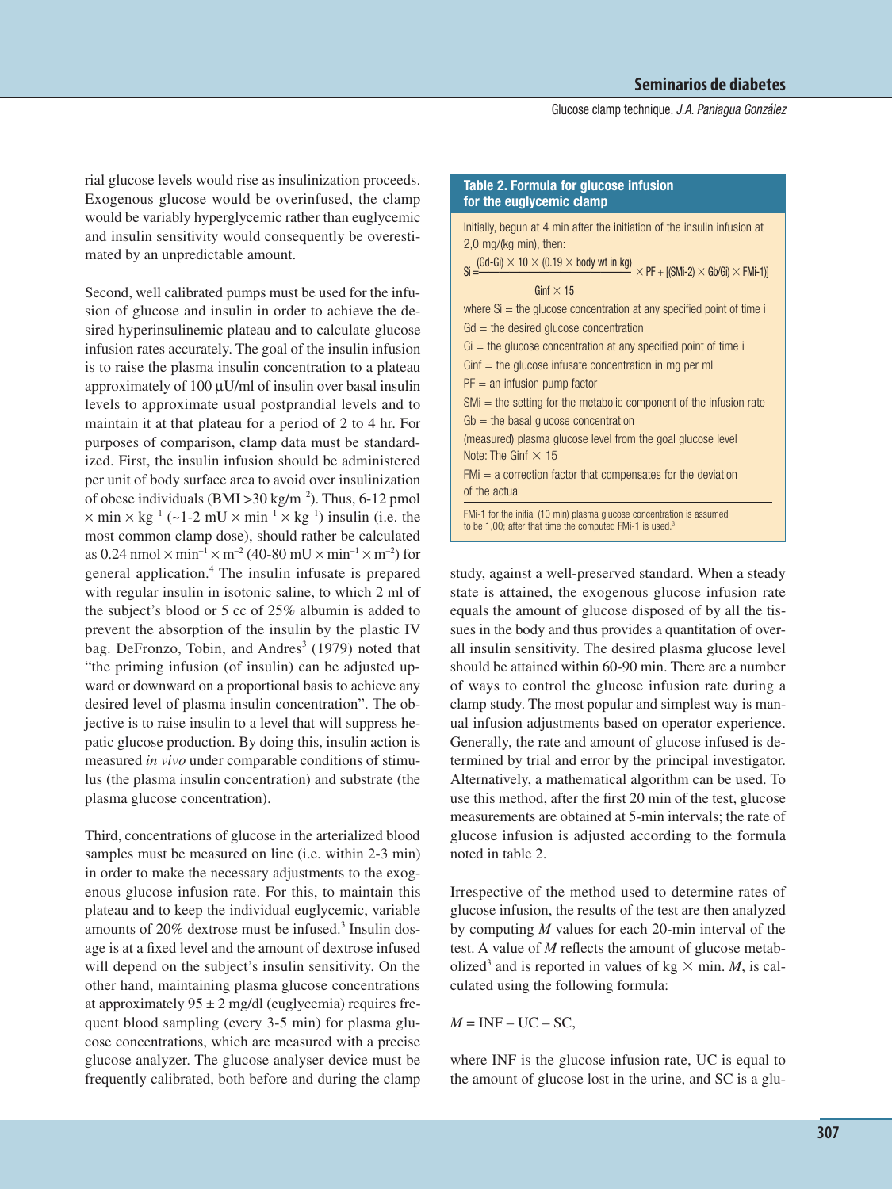rial glucose levels would rise as insulinization proceeds. Exogenous glucose would be overinfused, the clamp would be variably hyperglycemic rather than euglycemic and insulin sensitivity would consequently be overestimated by an unpredictable amount.

Second, well calibrated pumps must be used for the infusion of glucose and insulin in order to achieve the desired hyperinsulinemic plateau and to calculate glucose infusion rates accurately. The goal of the insulin infusion is to raise the plasma insulin concentration to a plateau approximately of 100 µU/ml of insulin over basal insulin levels to approximate usual postprandial levels and to maintain it at that plateau for a period of 2 to 4 hr. For purposes of comparison, clamp data must be standardized. First, the insulin infusion should be administered per unit of body surface area to avoid over insulinization of obese individuals (BMI >30 $kg/m^{-2}$). Thus, 6-12 pmol $\times$ min $\times$ $kg^{-1}$ (~1-2 mU $\times$ $min^{-1}$ $\times$ $kg^{-1}$) insulin (i.e. the most common clamp dose), should rather be calculated as 0.24 nmol $\times$ $min^{-1}$ $\times$ $m^{-2}$ (40-80 mU $\times$ $min^{-1}$ $\times$ $m^{-2}$) for general application.[4] The insulin infusate is prepared with regular insulin in isotonic saline, to which 2 ml of the subject's blood or 5 cc of 25% albumin is added to prevent the absorption of the insulin by the plastic IV bag. DeFronzo, Tobin, and Andres[3] (1979) noted that "the priming infusion (of insulin) can be adjusted upward or downward on a proportional basis to achieve any desired level of plasma insulin concentration". The objective is to raise insulin to a level that will suppress hepatic glucose production. By doing this, insulin action is measured *in vivo* under comparable conditions of stimulus (the plasma insulin concentration) and substrate (the plasma glucose concentration).

Third, concentrations of glucose in the arterialized blood samples must be measured on line (i.e. within 2-3 min) in order to make the necessary adjustments to the exogenous glucose infusion rate. For this, to maintain this plateau and to keep the individual euglycemic, variable amounts of 20% dextrose must be infused.[3] Insulin dosage is at a fixed level and the amount of dextrose infused will depend on the subject's insulin sensitivity. On the other hand, maintaining plasma glucose concentrations at approximately 95 ± 2 mg/dl (euglycemia) requires frequent blood sampling (every 3-5 min) for plasma glucose concentrations, which are measured with a precise glucose analyzer. The glucose analyser device must be frequently calibrated, both before and during the clamp

**Table 2. Formula for glucose infusion for the euglycemic clamp**

Initially, begun at 4 min after the initiation of the insulin infusion at 2,0 mg/(kg min), then:

$$Si = \frac{(Gd-Gi) \times 10 \times (0.19 \times \text{body wt in kg})}{Ginf \times 15} \times PF + [(SMi-2) \times Gb/Gi) \times FMi-1)]$$

where Si = the glucose concentration at any specified point of time i

Gd = the desired glucose concentration

Gi = the glucose concentration at any specified point of time i

Ginf = the glucose infusate concentration in mg per ml

PF = an infusion pump factor

SMi = the setting for the metabolic component of the infusion rate

Gb = the basal glucose concentration

(measured) plasma glucose level from the goal glucose level

Note: The Ginf $\times$ 15

FMi = a correction factor that compensates for the deviation of the actual

FMi-1 for the initial (10 min) plasma glucose concentration is assumed to be 1,00; after that time the computed FMi-1 is used.[3]

study, against a well-preserved standard. When a steady state is attained, the exogenous glucose infusion rate equals the amount of glucose disposed of by all the tissues in the body and thus provides a quantitation of overall insulin sensitivity. The desired plasma glucose level should be attained within 60-90 min. There are a number of ways to control the glucose infusion rate during a clamp study. The most popular and simplest way is manual infusion adjustments based on operator experience. Generally, the rate and amount of glucose infused is determined by trial and error by the principal investigator. Alternatively, a mathematical algorithm can be used. To use this method, after the first 20 min of the test, glucose measurements are obtained at 5-min intervals; the rate of glucose infusion is adjusted according to the formula noted in table 2.

Irrespective of the method used to determine rates of glucose infusion, the results of the test are then analyzed by computing *M* values for each 20-min interval of the test. A value of *M* reflects the amount of glucose metabolized[3] and is reported in values of kg $\times$ min. *M*, is calculated using the following formula:

$$M = INF - UC - SC,$$

where INF is the glucose infusion rate, UC is equal to the amount of glucose lost in the urine, and SC is a glu-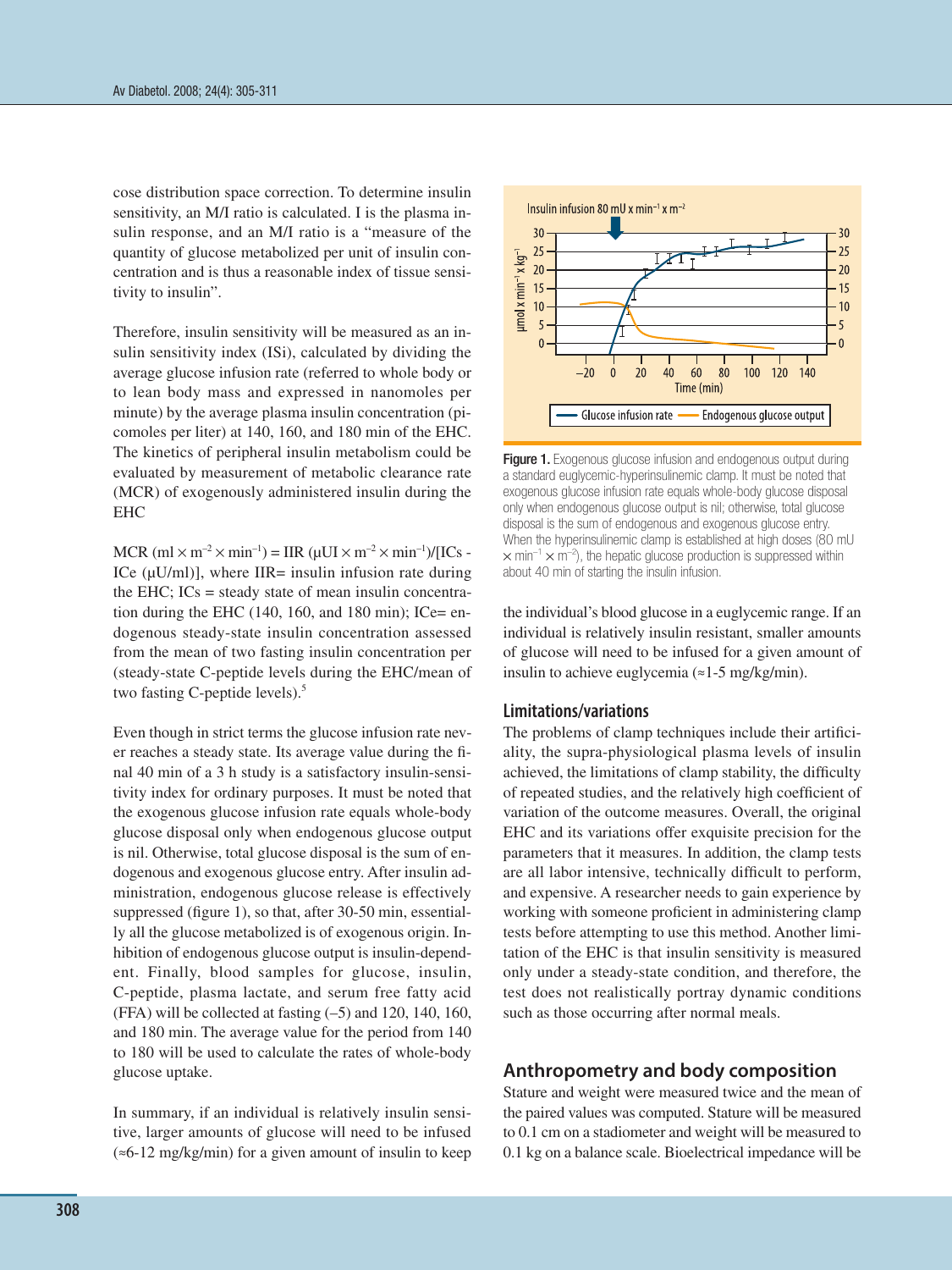cose distribution space correction. To determine insulin sensitivity, an M/I ratio is calculated. I is the plasma insulin response, and an M/I ratio is a "measure of the quantity of glucose metabolized per unit of insulin concentration and is thus a reasonable index of tissue sensitivity to insulin".

Therefore, insulin sensitivity will be measured as an insulin sensitivity index (ISi), calculated by dividing the average glucose infusion rate (referred to whole body or to lean body mass and expressed in nanomoles per minute) by the average plasma insulin concentration (picomoles per liter) at 140, 160, and 180 min of the EHC. The kinetics of peripheral insulin metabolism could be evaluated by measurement of metabolic clearance rate (MCR) of exogenously administered insulin during the EHC

MCR ($ml \times m^{-2} \times min^{-1}$) = IIR ($\mu UI \times m^{-2} \times min^{-1}$)/[ICs - ICe ($\mu U/ml$)], where IIR= insulin infusion rate during the EHC; ICs = steady state of mean insulin concentration during the EHC (140, 160, and 180 min); ICe= endogenous steady-state insulin concentration assessed from the mean of two fasting insulin concentration per (steady-state C-peptide levels during the EHC/mean of two fasting C-peptide levels).[5]

Even though in strict terms the glucose infusion rate never reaches a steady state. Its average value during the final 40 min of a 3 h study is a satisfactory insulin-sensitivity index for ordinary purposes. It must be noted that the exogenous glucose infusion rate equals whole-body glucose disposal only when endogenous glucose output is nil. Otherwise, total glucose disposal is the sum of endogenous and exogenous glucose entry. After insulin administration, endogenous glucose release is effectively suppressed (figure 1), so that, after 30-50 min, essentially all the glucose metabolized is of exogenous origin. Inhibition of endogenous glucose output is insulin-dependent. Finally, blood samples for glucose, insulin, C-peptide, plasma lactate, and serum free fatty acid (FFA) will be collected at fasting (–5) and 120, 140, 160, and 180 min. The average value for the period from 140 to 180 will be used to calculate the rates of whole-body glucose uptake.

In summary, if an individual is relatively insulin sensitive, larger amounts of glucose will need to be infused (≈6-12 mg/kg/min) for a given amount of insulin to keep the individual's blood glucose in a euglycemic range. If an individual is relatively insulin resistant, smaller amounts of glucose will need to be infused for a given amount of insulin to achieve euglycemia (≈1-5 mg/kg/min).

**Figure 1.** Exogenous glucose infusion and endogenous output during a standard euglycemic-hyperinsulinemic clamp. It must be noted that exogenous glucose infusion rate equals whole-body glucose disposal only when endogenous glucose output is nil; otherwise, total glucose disposal is the sum of endogenous and exogenous glucose entry. When the hyperinsulinemic clamp is established at high doses (80 mU $\times$ $min^{-1}$ $\times$ $m^{-2}$), the hepatic glucose production is suppressed within about 40 min of starting the insulin infusion.

### Limitations/variations

The problems of clamp techniques include their artificiality, the supra-physiological plasma levels of insulin achieved, the limitations of clamp stability, the difficulty of repeated studies, and the relatively high coefficient of variation of the outcome measures. Overall, the original EHC and its variations offer exquisite precision for the parameters that it measures. In addition, the clamp tests are all labor intensive, technically difficult to perform, and expensive. A researcher needs to gain experience by working with someone proficient in administering clamp tests before attempting to use this method. Another limitation of the EHC is that insulin sensitivity is measured only under a steady-state condition, and therefore, the test does not realistically portray dynamic conditions such as those occurring after normal meals.

## Anthropometry and body composition

Stature and weight were measured twice and the mean of the paired values was computed. Stature will be measured to 0.1 cm on a stadiometer and weight will be measured to 0.1 kg on a balance scale. Bioelectrical impedance will be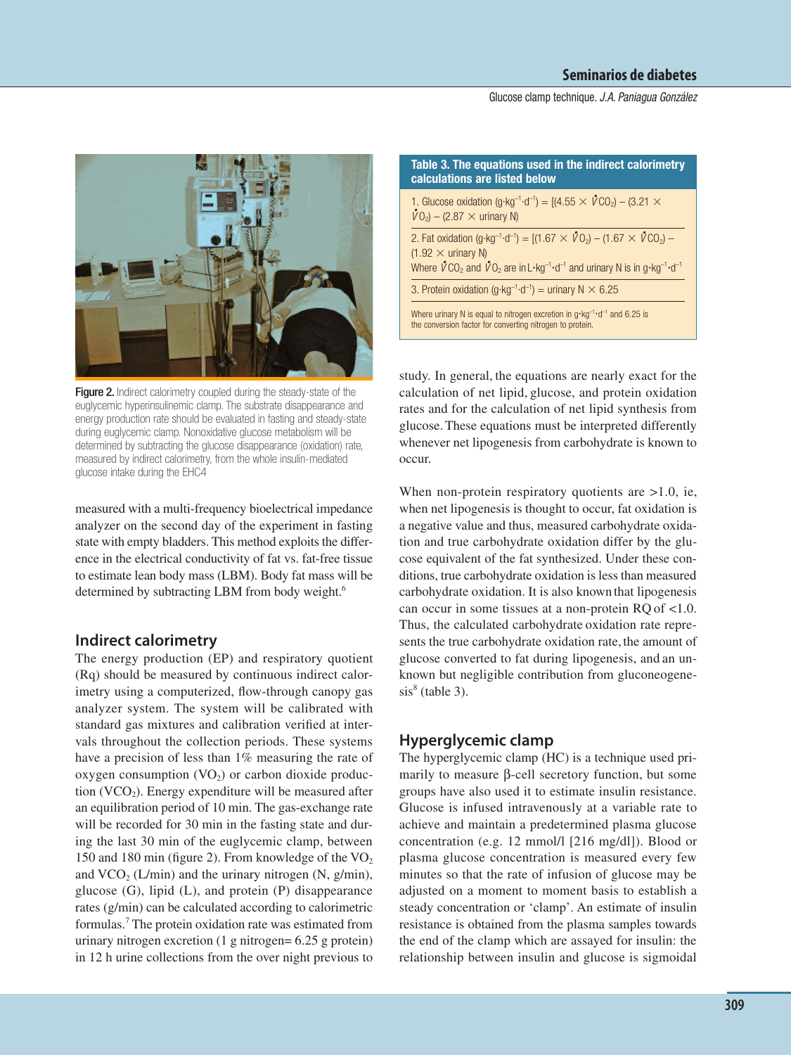Figure 2. Indirect calorimetry coupled during the steady-state of the euglycemic hyperinsulinemic clamp. The substrate disappearance and energy production rate should be evaluated in fasting and steady-state during euglycemic clamp. Nonoxidative glucose metabolism will be determined by subtracting the glucose disappearance (oxidation) rate, measured by indirect calorimetry, from the whole insulin-mediated glucose intake during the EHC4

measured with a multi-frequency bioelectrical impedance analyzer on the second day of the experiment in fasting state with empty bladders. This method exploits the difference in the electrical conductivity of fat vs. fat-free tissue to estimate lean body mass (LBM). Body fat mass will be determined by subtracting LBM from body weight.[6]

## Indirect calorimetry

The energy production (EP) and respiratory quotient (Rq) should be measured by continuous indirect calorimetry using a computerized, flow-through canopy gas analyzer system. The system will be calibrated with standard gas mixtures and calibration verified at intervals throughout the collection periods. These systems have a precision of less than 1% measuring the rate of oxygen consumption ($VO_2$) or carbon dioxide production ($VCO_2$). Energy expenditure will be measured after an equilibration period of 10 min. The gas-exchange rate will be recorded for 30 min in the fasting state and during the last 30 min of the euglycemic clamp, between 150 and 180 min (figure 2). From knowledge of the $VO_2$ and $VCO_2$ (L/min) and the urinary nitrogen (N, g/min), glucose (G), lipid (L), and protein (P) disappearance rates (g/min) can be calculated according to calorimetric formulas.[7] The protein oxidation rate was estimated from urinary nitrogen excretion (1 g nitrogen= 6.25 g protein) in 12 h urine collections from the over night previous to study. In general, the equations are nearly exact for the calculation of net lipid, glucose, and protein oxidation rates and for the calculation of net lipid synthesis from glucose. These equations must be interpreted differently whenever net lipogenesis from carbohydrate is known to occur.

**Table 3. The equations used in the indirect calorimetry calculations are listed below**

1. Glucose oxidation ($g \cdot kg^{-1} \cdot d^{-1}$) = [(4.55 × $\dot{V}CO_2$) – (3.21 × $\dot{V}O_2$) – (2.87 × urinary N)

2. Fat oxidation ($g \cdot kg^{-1} \cdot d^{-1}$) = [(1.67 × $\dot{V}O_2$) – (1.67 × $\dot{V}CO_2$) – (1.92 × urinary N)
Where $\dot{V}CO_2$ and $\dot{V}O_2$ are in $L \cdot kg^{-1} \cdot d^{-1}$ and urinary N is in $g \cdot kg^{-1} \cdot d^{-1}$

3. Protein oxidation ($g \cdot kg^{-1} \cdot d^{-1}$) = urinary N × 6.25

Where urinary N is equal to nitrogen excretion in $g \cdot kg^{-1} \cdot d^{-1}$ and 6.25 is the conversion factor for converting nitrogen to protein.

When non-protein respiratory quotients are >1.0, ie, when net lipogenesis is thought to occur, fat oxidation is a negative value and thus, measured carbohydrate oxidation and true carbohydrate oxidation differ by the glucose equivalent of the fat synthesized. Under these conditions, true carbohydrate oxidation is less than measured carbohydrate oxidation. It is also known that lipogenesis can occur in some tissues at a non-protein RQ of <1.0. Thus, the calculated carbohydrate oxidation rate represents the true carbohydrate oxidation rate, the amount of glucose converted to fat during lipogenesis, and an unknown but negligible contribution from gluconeogenesis[8] (table 3).

## Hyperglycemic clamp

The hyperglycemic clamp (HC) is a technique used primarily to measure β-cell secretory function, but some groups have also used it to estimate insulin resistance. Glucose is infused intravenously at a variable rate to achieve and maintain a predetermined plasma glucose concentration (e.g. 12 mmol/l [216 mg/dl]). Blood or plasma glucose concentration is measured every few minutes so that the rate of infusion of glucose may be adjusted on a moment to moment basis to establish a steady concentration or 'clamp'. An estimate of insulin resistance is obtained from the plasma samples towards the end of the clamp which are assayed for insulin: the relationship between insulin and glucose is sigmoidal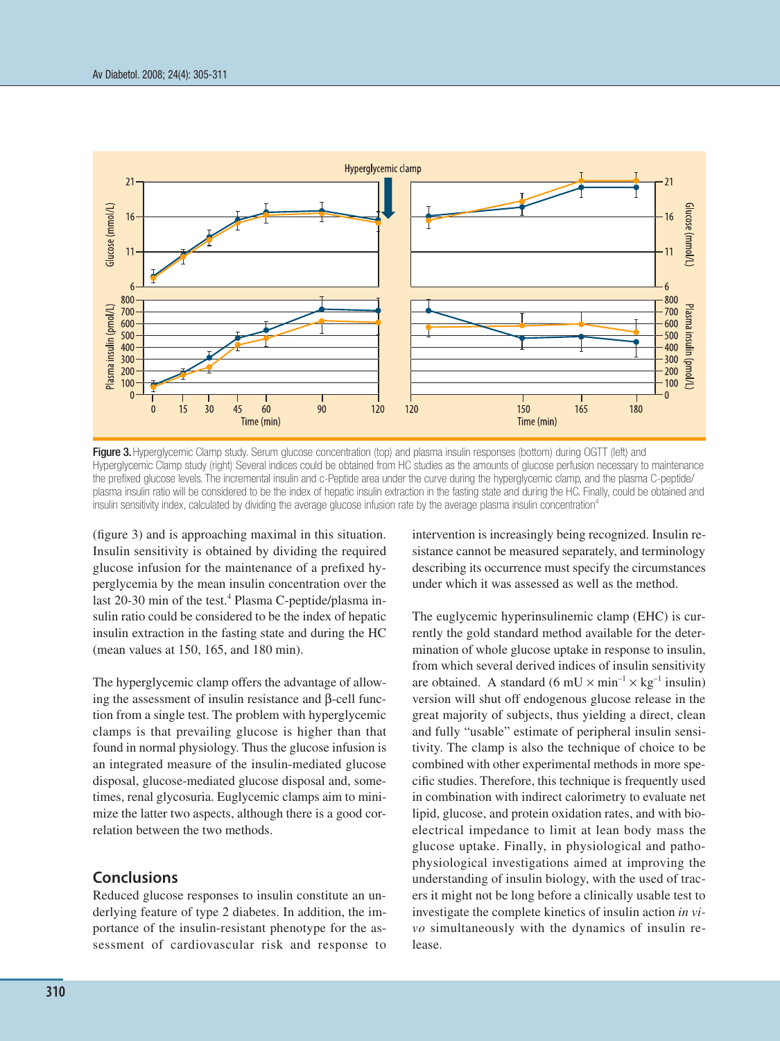**Figure 3.** Hyperglycemic Clamp study. Serum glucose concentration (top) and plasma insulin responses (bottom) during OGTT (left) and Hyperglycemic Clamp study (right) Several indices could be obtained from HC studies as the amounts of glucose perfusion necessary to maintenance the prefixed glucose levels. The incremental insulin and c-Peptide area under the curve during the hyperglycemic clamp, and the plasma C-peptide/plasma insulin ratio will be considered to be the index of hepatic insulin extraction in the fasting state and during the HC. Finally, could be obtained and insulin sensitivity index, calculated by dividing the average glucose infusion rate by the average plasma insulin concentration[4]

(figure 3) and is approaching maximal in this situation. Insulin sensitivity is obtained by dividing the required glucose infusion for the maintenance of a prefixed hyperglycemia by the mean insulin concentration over the last 20-30 min of the test.[4] Plasma C-peptide/plasma insulin ratio could be considered to be the index of hepatic insulin extraction in the fasting state and during the HC (mean values at 150, 165, and 180 min).

The hyperglycemic clamp offers the advantage of allowing the assessment of insulin resistance and β-cell function from a single test. The problem with hyperglycemic clamps is that prevailing glucose is higher than that found in normal physiology. Thus the glucose infusion is an integrated measure of the insulin-mediated glucose disposal, glucose-mediated glucose disposal and, sometimes, renal glycosuria. Euglycemic clamps aim to minimize the latter two aspects, although there is a good correlation between the two methods.

## Conclusions

Reduced glucose responses to insulin constitute an underlying feature of type 2 diabetes. In addition, the importance of the insulin-resistant phenotype for the assessment of cardiovascular risk and response to intervention is increasingly being recognized. Insulin resistance cannot be measured separately, and terminology describing its occurrence must specify the circumstances under which it was assessed as well as the method.

The euglycemic hyperinsulinemic clamp (EHC) is currently the gold standard method available for the determination of whole glucose uptake in response to insulin, from which several derived indices of insulin sensitivity are obtained. A standard ($6\ \text{mU} \times \text{min}^{-1} \times \text{kg}^{-1}$ insulin) version will shut off endogenous glucose release in the great majority of subjects, thus yielding a direct, clean and fully "usable" estimate of peripheral insulin sensitivity. The clamp is also the technique of choice to be combined with other experimental methods in more specific studies. Therefore, this technique is frequently used in combination with indirect calorimetry to evaluate net lipid, glucose, and protein oxidation rates, and with bioelectrical impedance to limit at lean body mass the glucose uptake. Finally, in physiological and pathophysiological investigations aimed at improving the understanding of insulin biology, with the used of tracers it might not be long before a clinically usable test to investigate the complete kinetics of insulin action *in vivo* simultaneously with the dynamics of insulin release.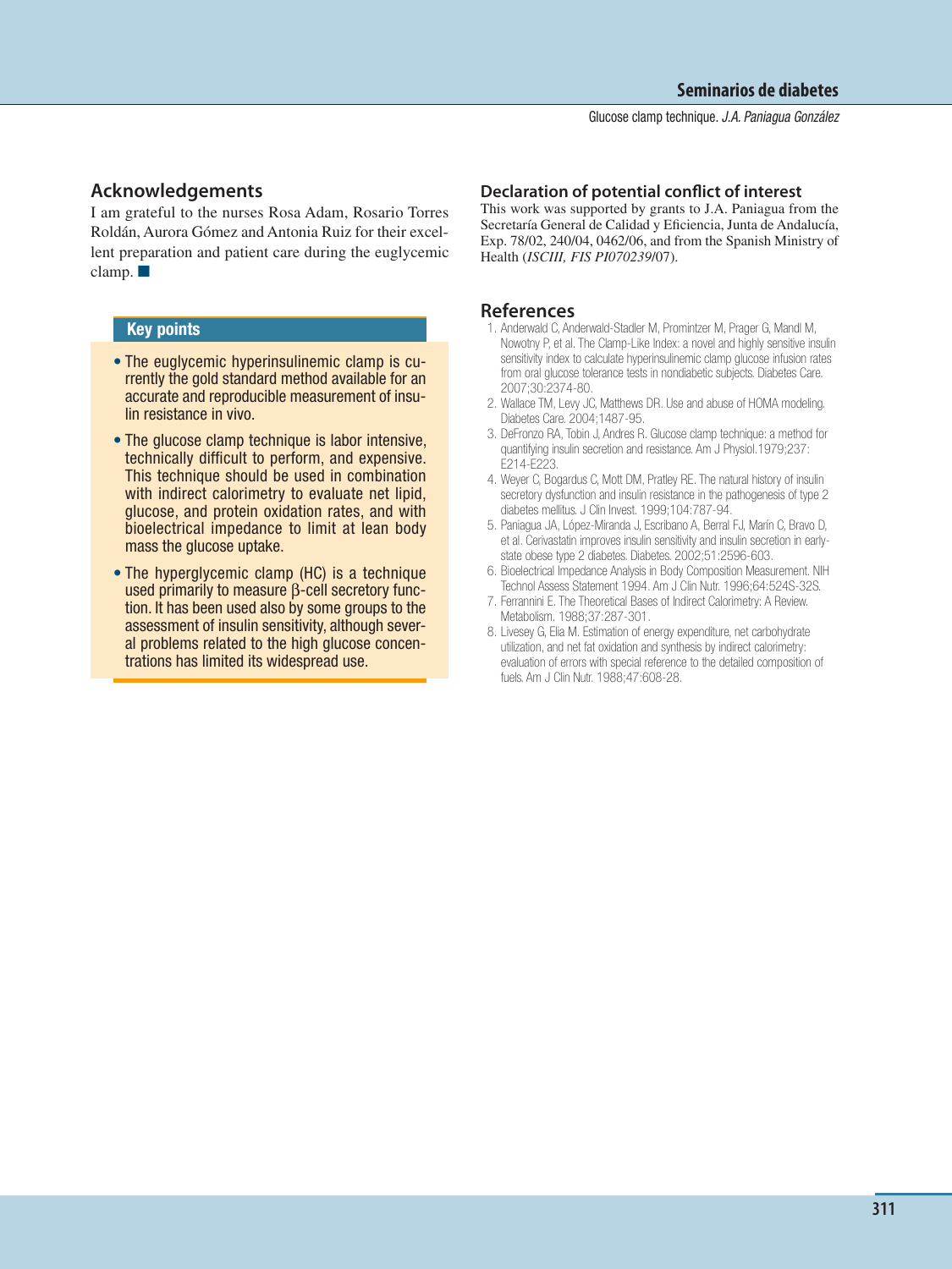## Acknowledgements

I am grateful to the nurses Rosa Adam, Rosario Torres Roldán, Aurora Gómez and Antonia Ruiz for their excellent preparation and patient care during the euglycemic clamp. ■

### Key points

- The euglycemic hyperinsulinemic clamp is currently the gold standard method available for an accurate and reproducible measurement of insulin resistance in vivo.
- The glucose clamp technique is labor intensive, technically difficult to perform, and expensive. This technique should be used in combination with indirect calorimetry to evaluate net lipid, glucose, and protein oxidation rates, and with bioelectrical impedance to limit at lean body mass the glucose uptake.
- The hyperglycemic clamp (HC) is a technique used primarily to measure β-cell secretory function. It has been used also by some groups to the assessment of insulin sensitivity, although several problems related to the high glucose concentrations has limited its widespread use.

## Declaration of potential conflict of interest

This work was supported by grants to J.A. Paniagua from the Secretaría General de Calidad y Eficiencia, Junta de Andalucía, Exp. 78/02, 240/04, 0462/06, and from the Spanish Ministry of Health (*ISCIII, FIS PI070239*/07).

## References

1. Anderwald C, Anderwald-Stadler M, Promintzer M, Prager G, Mandl M, Nowotny P, et al. The Clamp-Like Index: a novel and highly sensitive insulin sensitivity index to calculate hyperinsulinemic clamp glucose infusion rates from oral glucose tolerance tests in nondiabetic subjects. Diabetes Care. 2007;30:2374-80.
2. Wallace TM, Levy JC, Matthews DR. Use and abuse of HOMA modeling. Diabetes Care. 2004;1487-95.
3. DeFronzo RA, Tobin J, Andres R. Glucose clamp technique: a method for quantifying insulin secretion and resistance. Am J Physiol.1979;237: E214-E223.
4. Weyer C, Bogardus C, Mott DM, Pratley RE. The natural history of insulin secretory dysfunction and insulin resistance in the pathogenesis of type 2 diabetes mellitus. J Clin Invest. 1999;104:787-94.
5. Paniagua JA, López-Miranda J, Escribano A, Berral FJ, Marín C, Bravo D, et al. Cerivastatin improves insulin sensitivity and insulin secretion in early-state obese type 2 diabetes. Diabetes. 2002;51:2596-603.
6. Bioelectrical Impedance Analysis in Body Composition Measurement. NIH Technol Assess Statement 1994. Am J Clin Nutr. 1996;64:524S-32S.
7. Ferrannini E. The Theoretical Bases of Indirect Calorimetry: A Review. Metabolism. 1988;37:287-301.
8. Livesey G, Elia M. Estimation of energy expenditure, net carbohydrate utilization, and net fat oxidation and synthesis by indirect calorimetry: evaluation of errors with special reference to the detailed composition of fuels. Am J Clin Nutr. 1988;47:608-28.